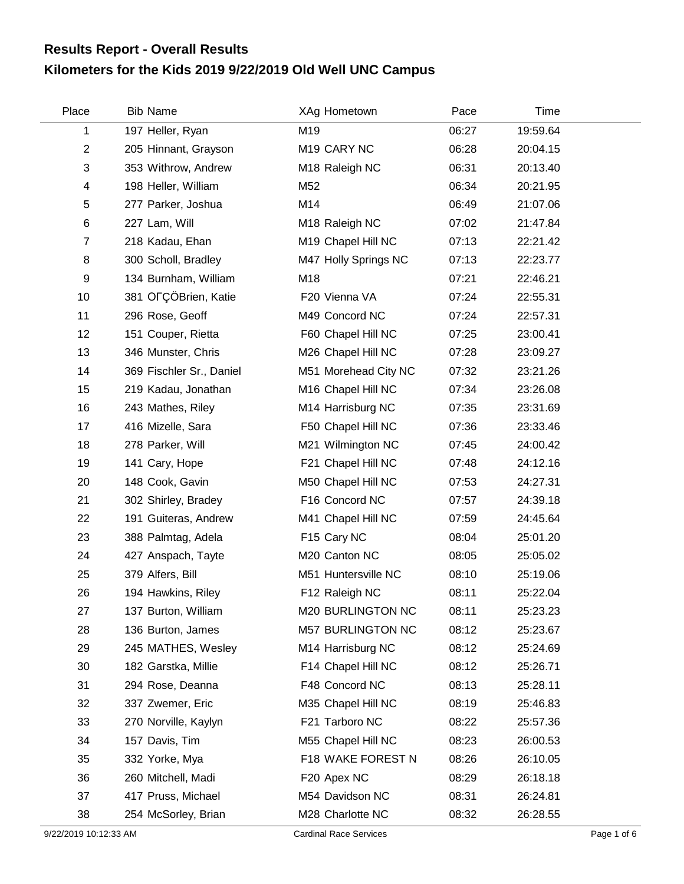# Results Report - Overall Results
## Kilometers for the Kids 2019 9/22/2019 Old Well UNC Campus

| Place | Bib | Name | XAg | Hometown | Pace | Time |
|---|---|---|---|---|---|---|
| 1 | 197 | Heller, Ryan | M19 | | 06:27 | 19:59.64 |
| 2 | 205 | Hinnant, Grayson | M19 | CARY NC | 06:28 | 20:04.15 |
| 3 | 353 | Withrow, Andrew | M18 | Raleigh NC | 06:31 | 20:13.40 |
| 4 | 198 | Heller, William | M52 | | 06:34 | 20:21.95 |
| 5 | 277 | Parker, Joshua | M14 | | 06:49 | 21:07.06 |
| 6 | 227 | Lam, Will | M18 | Raleigh NC | 07:02 | 21:47.84 |
| 7 | 218 | Kadau, Ehan | M19 | Chapel Hill NC | 07:13 | 22:21.42 |
| 8 | 300 | Scholl, Bradley | M47 | Holly Springs NC | 07:13 | 22:23.77 |
| 9 | 134 | Burnham, William | M18 | | 07:21 | 22:46.21 |
| 10 | 381 | OΓÇÖBrien, Katie | F20 | Vienna VA | 07:24 | 22:55.31 |
| 11 | 296 | Rose, Geoff | M49 | Concord NC | 07:24 | 22:57.31 |
| 12 | 151 | Couper, Rietta | F60 | Chapel Hill NC | 07:25 | 23:00.41 |
| 13 | 346 | Munster, Chris | M26 | Chapel Hill NC | 07:28 | 23:09.27 |
| 14 | 369 | Fischler Sr., Daniel | M51 | Morehead City NC | 07:32 | 23:21.26 |
| 15 | 219 | Kadau, Jonathan | M16 | Chapel Hill NC | 07:34 | 23:26.08 |
| 16 | 243 | Mathes, Riley | M14 | Harrisburg NC | 07:35 | 23:31.69 |
| 17 | 416 | Mizelle, Sara | F50 | Chapel Hill NC | 07:36 | 23:33.46 |
| 18 | 278 | Parker, Will | M21 | Wilmington NC | 07:45 | 24:00.42 |
| 19 | 141 | Cary, Hope | F21 | Chapel Hill NC | 07:48 | 24:12.16 |
| 20 | 148 | Cook, Gavin | M50 | Chapel Hill NC | 07:53 | 24:27.31 |
| 21 | 302 | Shirley, Bradey | F16 | Concord NC | 07:57 | 24:39.18 |
| 22 | 191 | Guiteras, Andrew | M41 | Chapel Hill NC | 07:59 | 24:45.64 |
| 23 | 388 | Palmtag, Adela | F15 | Cary NC | 08:04 | 25:01.20 |
| 24 | 427 | Anspach, Tayte | M20 | Canton NC | 08:05 | 25:05.02 |
| 25 | 379 | Alfers, Bill | M51 | Huntersville NC | 08:10 | 25:19.06 |
| 26 | 194 | Hawkins, Riley | F12 | Raleigh NC | 08:11 | 25:22.04 |
| 27 | 137 | Burton, William | M20 | BURLINGTON NC | 08:11 | 25:23.23 |
| 28 | 136 | Burton, James | M57 | BURLINGTON NC | 08:12 | 25:23.67 |
| 29 | 245 | MATHES, Wesley | M14 | Harrisburg NC | 08:12 | 25:24.69 |
| 30 | 182 | Garstka, Millie | F14 | Chapel Hill NC | 08:12 | 25:26.71 |
| 31 | 294 | Rose, Deanna | F48 | Concord NC | 08:13 | 25:28.11 |
| 32 | 337 | Zwemer, Eric | M35 | Chapel Hill NC | 08:19 | 25:46.83 |
| 33 | 270 | Norville, Kaylyn | F21 | Tarboro NC | 08:22 | 25:57.36 |
| 34 | 157 | Davis, Tim | M55 | Chapel Hill NC | 08:23 | 26:00.53 |
| 35 | 332 | Yorke, Mya | F18 | WAKE FOREST N | 08:26 | 26:10.05 |
| 36 | 260 | Mitchell, Madi | F20 | Apex NC | 08:29 | 26:18.18 |
| 37 | 417 | Pruss, Michael | M54 | Davidson NC | 08:31 | 26:24.81 |
| 38 | 254 | McSorley, Brian | M28 | Charlotte NC | 08:32 | 26:28.55 |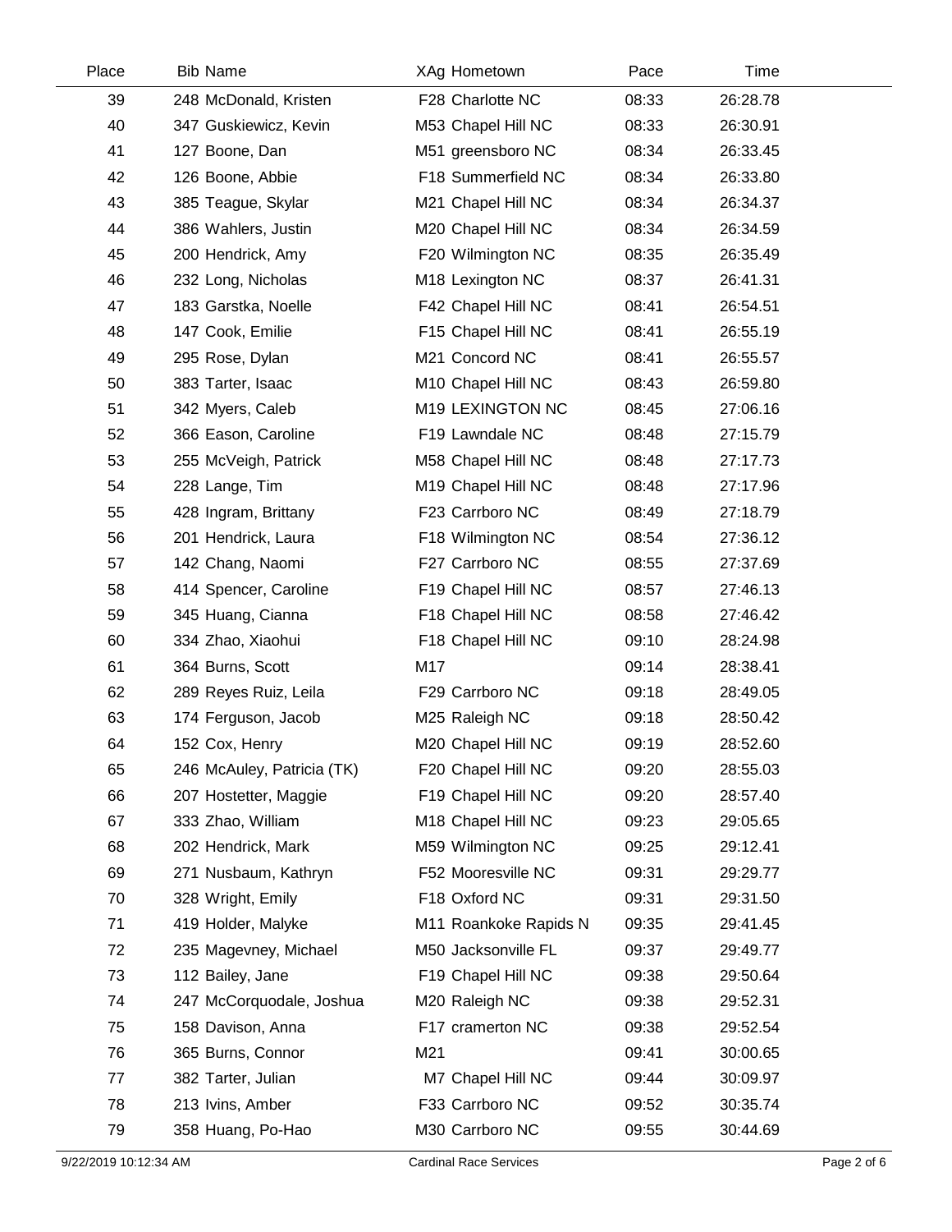| Place | Bib | Name | XAg | Hometown | Pace | Time |
|---|---|---|---|---|---|---|
| 39 | 248 | McDonald, Kristen | F28 | Charlotte NC | 08:33 | 26:28.78 |
| 40 | 347 | Guskiewicz, Kevin | M53 | Chapel Hill NC | 08:33 | 26:30.91 |
| 41 | 127 | Boone, Dan | M51 | greensboro NC | 08:34 | 26:33.45 |
| 42 | 126 | Boone, Abbie | F18 | Summerfield NC | 08:34 | 26:33.80 |
| 43 | 385 | Teague, Skylar | M21 | Chapel Hill NC | 08:34 | 26:34.37 |
| 44 | 386 | Wahlers, Justin | M20 | Chapel Hill NC | 08:34 | 26:34.59 |
| 45 | 200 | Hendrick, Amy | F20 | Wilmington NC | 08:35 | 26:35.49 |
| 46 | 232 | Long, Nicholas | M18 | Lexington NC | 08:37 | 26:41.31 |
| 47 | 183 | Garstka, Noelle | F42 | Chapel Hill NC | 08:41 | 26:54.51 |
| 48 | 147 | Cook, Emilie | F15 | Chapel Hill NC | 08:41 | 26:55.19 |
| 49 | 295 | Rose, Dylan | M21 | Concord NC | 08:41 | 26:55.57 |
| 50 | 383 | Tarter, Isaac | M10 | Chapel Hill NC | 08:43 | 26:59.80 |
| 51 | 342 | Myers, Caleb | M19 | LEXINGTON NC | 08:45 | 27:06.16 |
| 52 | 366 | Eason, Caroline | F19 | Lawndale NC | 08:48 | 27:15.79 |
| 53 | 255 | McVeigh, Patrick | M58 | Chapel Hill NC | 08:48 | 27:17.73 |
| 54 | 228 | Lange, Tim | M19 | Chapel Hill NC | 08:48 | 27:17.96 |
| 55 | 428 | Ingram, Brittany | F23 | Carrboro NC | 08:49 | 27:18.79 |
| 56 | 201 | Hendrick, Laura | F18 | Wilmington NC | 08:54 | 27:36.12 |
| 57 | 142 | Chang, Naomi | F27 | Carrboro NC | 08:55 | 27:37.69 |
| 58 | 414 | Spencer, Caroline | F19 | Chapel Hill NC | 08:57 | 27:46.13 |
| 59 | 345 | Huang, Cianna | F18 | Chapel Hill NC | 08:58 | 27:46.42 |
| 60 | 334 | Zhao, Xiaohui | F18 | Chapel Hill NC | 09:10 | 28:24.98 |
| 61 | 364 | Burns, Scott | M17 | | 09:14 | 28:38.41 |
| 62 | 289 | Reyes Ruiz, Leila | F29 | Carrboro NC | 09:18 | 28:49.05 |
| 63 | 174 | Ferguson, Jacob | M25 | Raleigh NC | 09:18 | 28:50.42 |
| 64 | 152 | Cox, Henry | M20 | Chapel Hill NC | 09:19 | 28:52.60 |
| 65 | 246 | McAuley, Patricia (TK) | F20 | Chapel Hill NC | 09:20 | 28:55.03 |
| 66 | 207 | Hostetter, Maggie | F19 | Chapel Hill NC | 09:20 | 28:57.40 |
| 67 | 333 | Zhao, William | M18 | Chapel Hill NC | 09:23 | 29:05.65 |
| 68 | 202 | Hendrick, Mark | M59 | Wilmington NC | 09:25 | 29:12.41 |
| 69 | 271 | Nusbaum, Kathryn | F52 | Mooresville NC | 09:31 | 29:29.77 |
| 70 | 328 | Wright, Emily | F18 | Oxford NC | 09:31 | 29:31.50 |
| 71 | 419 | Holder, Malyke | M11 | Roankoke Rapids N | 09:35 | 29:41.45 |
| 72 | 235 | Magevney, Michael | M50 | Jacksonville FL | 09:37 | 29:49.77 |
| 73 | 112 | Bailey, Jane | F19 | Chapel Hill NC | 09:38 | 29:50.64 |
| 74 | 247 | McCorquodale, Joshua | M20 | Raleigh NC | 09:38 | 29:52.31 |
| 75 | 158 | Davison, Anna | F17 | cramerton NC | 09:38 | 29:52.54 |
| 76 | 365 | Burns, Connor | M21 | | 09:41 | 30:00.65 |
| 77 | 382 | Tarter, Julian | M7 | Chapel Hill NC | 09:44 | 30:09.97 |
| 78 | 213 | Ivins, Amber | F33 | Carrboro NC | 09:52 | 30:35.74 |
| 79 | 358 | Huang, Po-Hao | M30 | Carrboro NC | 09:55 | 30:44.69 |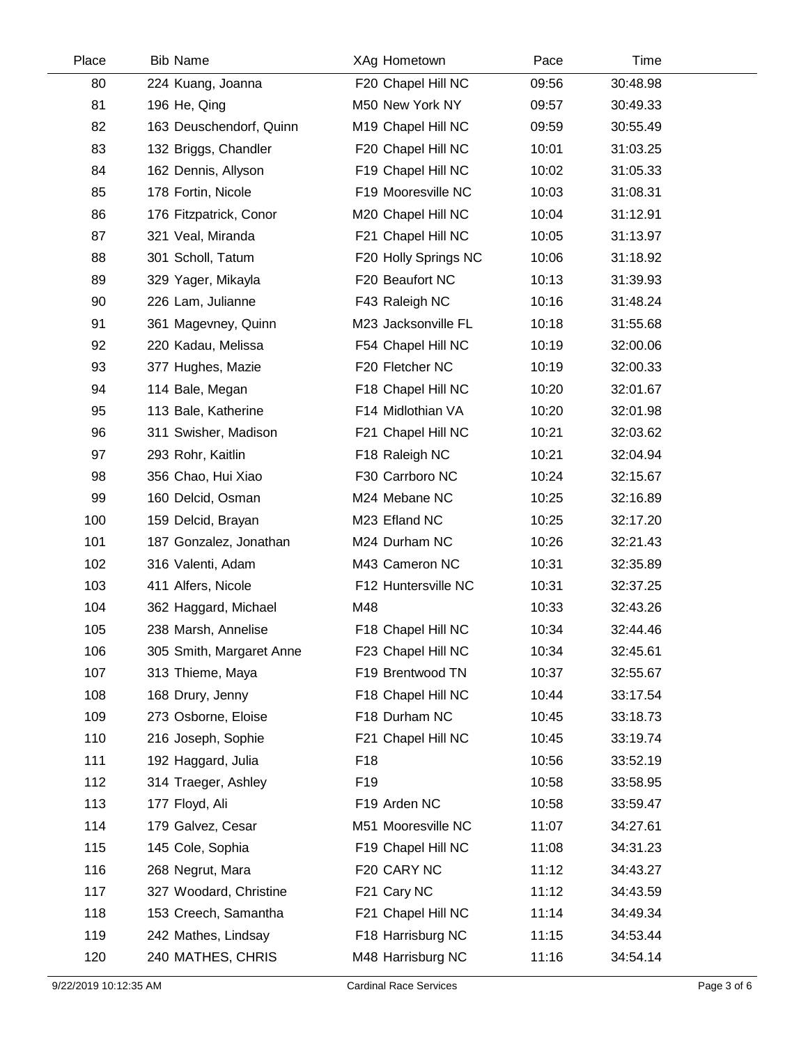| Place | Bib | Name | XAg | Hometown | Pace | Time |
|---|---|---|---|---|---|---|
| 80 | 224 | Kuang, Joanna | F20 | Chapel Hill NC | 09:56 | 30:48.98 |
| 81 | 196 | He, Qing | M50 | New York NY | 09:57 | 30:49.33 |
| 82 | 163 | Deuschendorf, Quinn | M19 | Chapel Hill NC | 09:59 | 30:55.49 |
| 83 | 132 | Briggs, Chandler | F20 | Chapel Hill NC | 10:01 | 31:03.25 |
| 84 | 162 | Dennis, Allyson | F19 | Chapel Hill NC | 10:02 | 31:05.33 |
| 85 | 178 | Fortin, Nicole | F19 | Mooresville NC | 10:03 | 31:08.31 |
| 86 | 176 | Fitzpatrick, Conor | M20 | Chapel Hill NC | 10:04 | 31:12.91 |
| 87 | 321 | Veal, Miranda | F21 | Chapel Hill NC | 10:05 | 31:13.97 |
| 88 | 301 | Scholl, Tatum | F20 | Holly Springs NC | 10:06 | 31:18.92 |
| 89 | 329 | Yager, Mikayla | F20 | Beaufort NC | 10:13 | 31:39.93 |
| 90 | 226 | Lam, Julianne | F43 | Raleigh NC | 10:16 | 31:48.24 |
| 91 | 361 | Magevney, Quinn | M23 | Jacksonville FL | 10:18 | 31:55.68 |
| 92 | 220 | Kadau, Melissa | F54 | Chapel Hill NC | 10:19 | 32:00.06 |
| 93 | 377 | Hughes, Mazie | F20 | Fletcher NC | 10:19 | 32:00.33 |
| 94 | 114 | Bale, Megan | F18 | Chapel Hill NC | 10:20 | 32:01.67 |
| 95 | 113 | Bale, Katherine | F14 | Midlothian VA | 10:20 | 32:01.98 |
| 96 | 311 | Swisher, Madison | F21 | Chapel Hill NC | 10:21 | 32:03.62 |
| 97 | 293 | Rohr, Kaitlin | F18 | Raleigh NC | 10:21 | 32:04.94 |
| 98 | 356 | Chao, Hui Xiao | F30 | Carrboro NC | 10:24 | 32:15.67 |
| 99 | 160 | Delcid, Osman | M24 | Mebane NC | 10:25 | 32:16.89 |
| 100 | 159 | Delcid, Brayan | M23 | Efland NC | 10:25 | 32:17.20 |
| 101 | 187 | Gonzalez, Jonathan | M24 | Durham NC | 10:26 | 32:21.43 |
| 102 | 316 | Valenti, Adam | M43 | Cameron NC | 10:31 | 32:35.89 |
| 103 | 411 | Alfers, Nicole | F12 | Huntersville NC | 10:31 | 32:37.25 |
| 104 | 362 | Haggard, Michael | M48 | | 10:33 | 32:43.26 |
| 105 | 238 | Marsh, Annelise | F18 | Chapel Hill NC | 10:34 | 32:44.46 |
| 106 | 305 | Smith, Margaret Anne | F23 | Chapel Hill NC | 10:34 | 32:45.61 |
| 107 | 313 | Thieme, Maya | F19 | Brentwood TN | 10:37 | 32:55.67 |
| 108 | 168 | Drury, Jenny | F18 | Chapel Hill NC | 10:44 | 33:17.54 |
| 109 | 273 | Osborne, Eloise | F18 | Durham NC | 10:45 | 33:18.73 |
| 110 | 216 | Joseph, Sophie | F21 | Chapel Hill NC | 10:45 | 33:19.74 |
| 111 | 192 | Haggard, Julia | F18 | | 10:56 | 33:52.19 |
| 112 | 314 | Traeger, Ashley | F19 | | 10:58 | 33:58.95 |
| 113 | 177 | Floyd, Ali | F19 | Arden NC | 10:58 | 33:59.47 |
| 114 | 179 | Galvez, Cesar | M51 | Mooresville NC | 11:07 | 34:27.61 |
| 115 | 145 | Cole, Sophia | F19 | Chapel Hill NC | 11:08 | 34:31.23 |
| 116 | 268 | Negrut, Mara | F20 | CARY NC | 11:12 | 34:43.27 |
| 117 | 327 | Woodard, Christine | F21 | Cary NC | 11:12 | 34:43.59 |
| 118 | 153 | Creech, Samantha | F21 | Chapel Hill NC | 11:14 | 34:49.34 |
| 119 | 242 | Mathes, Lindsay | F18 | Harrisburg NC | 11:15 | 34:53.44 |
| 120 | 240 | MATHES, CHRIS | M48 | Harrisburg NC | 11:16 | 34:54.14 |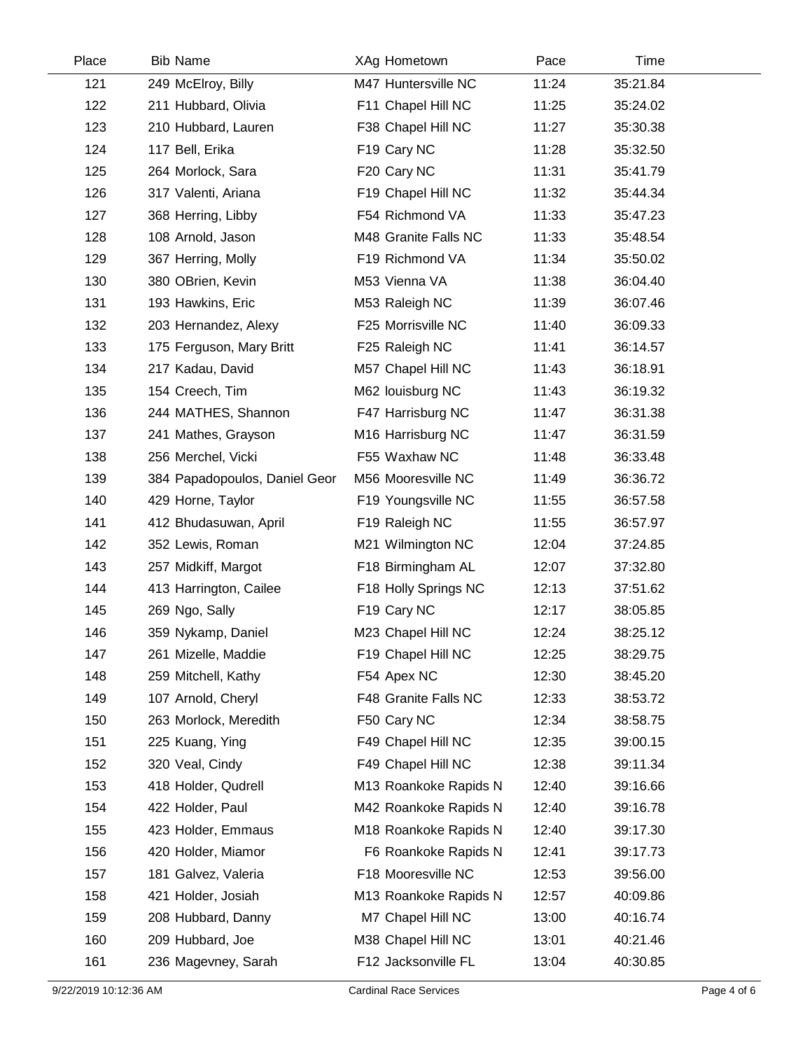| Place | Bib | Name | XAg | Hometown | Pace | Time |
|---|---|---|---|---|---|---|
| 121 | 249 | McElroy, Billy | M47 | Huntersville NC | 11:24 | 35:21.84 |
| 122 | 211 | Hubbard, Olivia | F11 | Chapel Hill NC | 11:25 | 35:24.02 |
| 123 | 210 | Hubbard, Lauren | F38 | Chapel Hill NC | 11:27 | 35:30.38 |
| 124 | 117 | Bell, Erika | F19 | Cary NC | 11:28 | 35:32.50 |
| 125 | 264 | Morlock, Sara | F20 | Cary NC | 11:31 | 35:41.79 |
| 126 | 317 | Valenti, Ariana | F19 | Chapel Hill NC | 11:32 | 35:44.34 |
| 127 | 368 | Herring, Libby | F54 | Richmond VA | 11:33 | 35:47.23 |
| 128 | 108 | Arnold, Jason | M48 | Granite Falls NC | 11:33 | 35:48.54 |
| 129 | 367 | Herring, Molly | F19 | Richmond VA | 11:34 | 35:50.02 |
| 130 | 380 | OBrien, Kevin | M53 | Vienna VA | 11:38 | 36:04.40 |
| 131 | 193 | Hawkins, Eric | M53 | Raleigh NC | 11:39 | 36:07.46 |
| 132 | 203 | Hernandez, Alexy | F25 | Morrisville NC | 11:40 | 36:09.33 |
| 133 | 175 | Ferguson, Mary Britt | F25 | Raleigh NC | 11:41 | 36:14.57 |
| 134 | 217 | Kadau, David | M57 | Chapel Hill NC | 11:43 | 36:18.91 |
| 135 | 154 | Creech, Tim | M62 | louisburg NC | 11:43 | 36:19.32 |
| 136 | 244 | MATHES, Shannon | F47 | Harrisburg NC | 11:47 | 36:31.38 |
| 137 | 241 | Mathes, Grayson | M16 | Harrisburg NC | 11:47 | 36:31.59 |
| 138 | 256 | Merchel, Vicki | F55 | Waxhaw NC | 11:48 | 36:33.48 |
| 139 | 384 | Papadopoulos, Daniel Geor | M56 | Mooresville NC | 11:49 | 36:36.72 |
| 140 | 429 | Horne, Taylor | F19 | Youngsville NC | 11:55 | 36:57.58 |
| 141 | 412 | Bhudasuwan, April | F19 | Raleigh NC | 11:55 | 36:57.97 |
| 142 | 352 | Lewis, Roman | M21 | Wilmington NC | 12:04 | 37:24.85 |
| 143 | 257 | Midkiff, Margot | F18 | Birmingham AL | 12:07 | 37:32.80 |
| 144 | 413 | Harrington, Cailee | F18 | Holly Springs NC | 12:13 | 37:51.62 |
| 145 | 269 | Ngo, Sally | F19 | Cary NC | 12:17 | 38:05.85 |
| 146 | 359 | Nykamp, Daniel | M23 | Chapel Hill NC | 12:24 | 38:25.12 |
| 147 | 261 | Mizelle, Maddie | F19 | Chapel Hill NC | 12:25 | 38:29.75 |
| 148 | 259 | Mitchell, Kathy | F54 | Apex NC | 12:30 | 38:45.20 |
| 149 | 107 | Arnold, Cheryl | F48 | Granite Falls NC | 12:33 | 38:53.72 |
| 150 | 263 | Morlock, Meredith | F50 | Cary NC | 12:34 | 38:58.75 |
| 151 | 225 | Kuang, Ying | F49 | Chapel Hill NC | 12:35 | 39:00.15 |
| 152 | 320 | Veal, Cindy | F49 | Chapel Hill NC | 12:38 | 39:11.34 |
| 153 | 418 | Holder, Qudrell | M13 | Roankoke Rapids N | 12:40 | 39:16.66 |
| 154 | 422 | Holder, Paul | M42 | Roankoke Rapids N | 12:40 | 39:16.78 |
| 155 | 423 | Holder, Emmaus | M18 | Roankoke Rapids N | 12:40 | 39:17.30 |
| 156 | 420 | Holder, Miamor | F6 | Roankoke Rapids N | 12:41 | 39:17.73 |
| 157 | 181 | Galvez, Valeria | F18 | Mooresville NC | 12:53 | 39:56.00 |
| 158 | 421 | Holder, Josiah | M13 | Roankoke Rapids N | 12:57 | 40:09.86 |
| 159 | 208 | Hubbard, Danny | M7 | Chapel Hill NC | 13:00 | 40:16.74 |
| 160 | 209 | Hubbard, Joe | M38 | Chapel Hill NC | 13:01 | 40:21.46 |
| 161 | 236 | Magevney, Sarah | F12 | Jacksonville FL | 13:04 | 40:30.85 |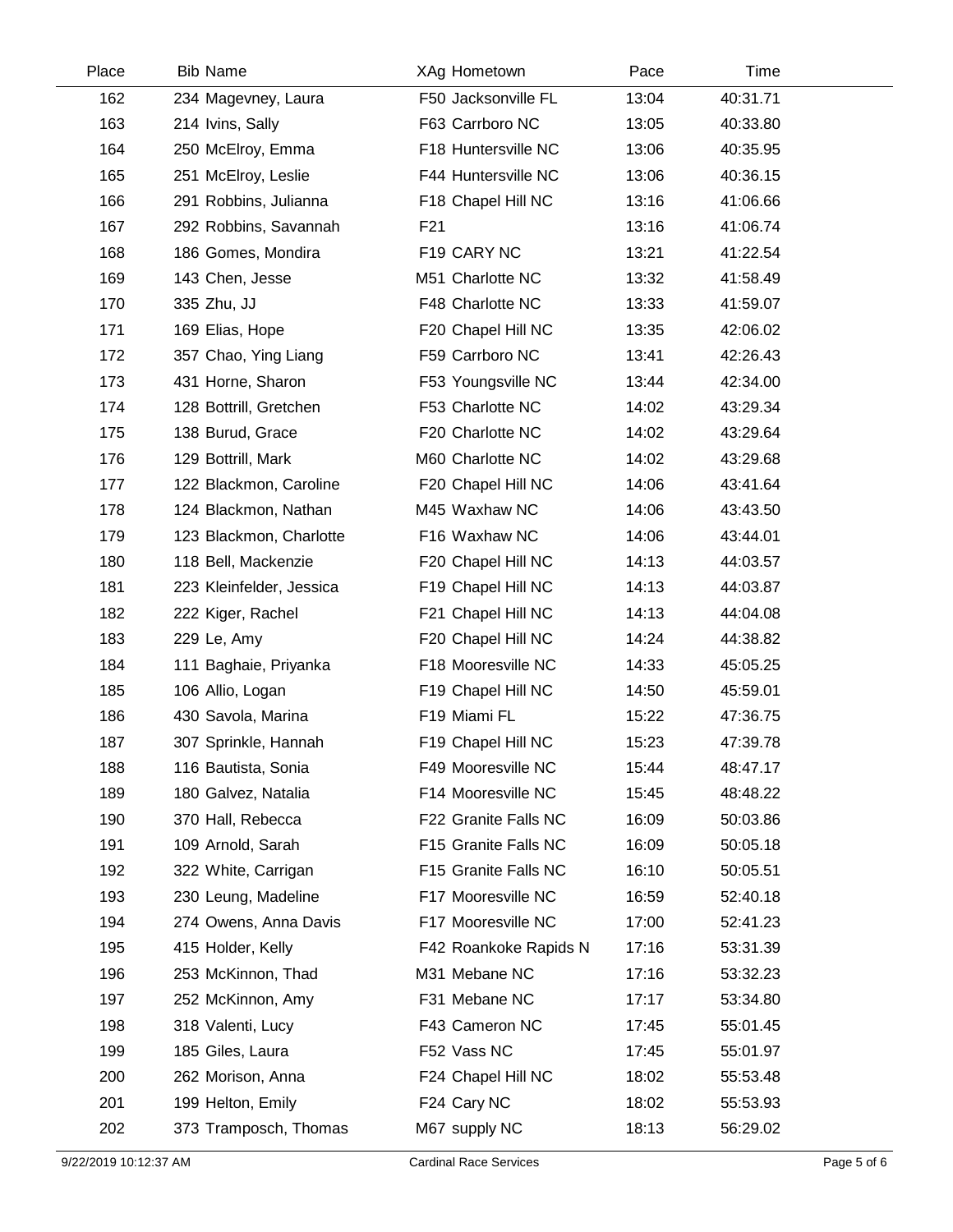| Place | Bib | Name | XAg | Hometown | Pace | Time |
|---|---|---|---|---|---|---|
| 162 | 234 | Magevney, Laura | F50 | Jacksonville FL | 13:04 | 40:31.71 |
| 163 | 214 | Ivins, Sally | F63 | Carrboro NC | 13:05 | 40:33.80 |
| 164 | 250 | McElroy, Emma | F18 | Huntersville NC | 13:06 | 40:35.95 |
| 165 | 251 | McElroy, Leslie | F44 | Huntersville NC | 13:06 | 40:36.15 |
| 166 | 291 | Robbins, Julianna | F18 | Chapel Hill NC | 13:16 | 41:06.66 |
| 167 | 292 | Robbins, Savannah | F21 | | 13:16 | 41:06.74 |
| 168 | 186 | Gomes, Mondira | F19 | CARY NC | 13:21 | 41:22.54 |
| 169 | 143 | Chen, Jesse | M51 | Charlotte NC | 13:32 | 41:58.49 |
| 170 | 335 | Zhu, JJ | F48 | Charlotte NC | 13:33 | 41:59.07 |
| 171 | 169 | Elias, Hope | F20 | Chapel Hill NC | 13:35 | 42:06.02 |
| 172 | 357 | Chao, Ying Liang | F59 | Carrboro NC | 13:41 | 42:26.43 |
| 173 | 431 | Horne, Sharon | F53 | Youngsville NC | 13:44 | 42:34.00 |
| 174 | 128 | Bottrill, Gretchen | F53 | Charlotte NC | 14:02 | 43:29.34 |
| 175 | 138 | Burud, Grace | F20 | Charlotte NC | 14:02 | 43:29.64 |
| 176 | 129 | Bottrill, Mark | M60 | Charlotte NC | 14:02 | 43:29.68 |
| 177 | 122 | Blackmon, Caroline | F20 | Chapel Hill NC | 14:06 | 43:41.64 |
| 178 | 124 | Blackmon, Nathan | M45 | Waxhaw NC | 14:06 | 43:43.50 |
| 179 | 123 | Blackmon, Charlotte | F16 | Waxhaw NC | 14:06 | 43:44.01 |
| 180 | 118 | Bell, Mackenzie | F20 | Chapel Hill NC | 14:13 | 44:03.57 |
| 181 | 223 | Kleinfelder, Jessica | F19 | Chapel Hill NC | 14:13 | 44:03.87 |
| 182 | 222 | Kiger, Rachel | F21 | Chapel Hill NC | 14:13 | 44:04.08 |
| 183 | 229 | Le, Amy | F20 | Chapel Hill NC | 14:24 | 44:38.82 |
| 184 | 111 | Baghaie, Priyanka | F18 | Mooresville NC | 14:33 | 45:05.25 |
| 185 | 106 | Allio, Logan | F19 | Chapel Hill NC | 14:50 | 45:59.01 |
| 186 | 430 | Savola, Marina | F19 | Miami FL | 15:22 | 47:36.75 |
| 187 | 307 | Sprinkle, Hannah | F19 | Chapel Hill NC | 15:23 | 47:39.78 |
| 188 | 116 | Bautista, Sonia | F49 | Mooresville NC | 15:44 | 48:47.17 |
| 189 | 180 | Galvez, Natalia | F14 | Mooresville NC | 15:45 | 48:48.22 |
| 190 | 370 | Hall, Rebecca | F22 | Granite Falls NC | 16:09 | 50:03.86 |
| 191 | 109 | Arnold, Sarah | F15 | Granite Falls NC | 16:09 | 50:05.18 |
| 192 | 322 | White, Carrigan | F15 | Granite Falls NC | 16:10 | 50:05.51 |
| 193 | 230 | Leung, Madeline | F17 | Mooresville NC | 16:59 | 52:40.18 |
| 194 | 274 | Owens, Anna Davis | F17 | Mooresville NC | 17:00 | 52:41.23 |
| 195 | 415 | Holder, Kelly | F42 | Roankoke Rapids N | 17:16 | 53:31.39 |
| 196 | 253 | McKinnon, Thad | M31 | Mebane NC | 17:16 | 53:32.23 |
| 197 | 252 | McKinnon, Amy | F31 | Mebane NC | 17:17 | 53:34.80 |
| 198 | 318 | Valenti, Lucy | F43 | Cameron NC | 17:45 | 55:01.45 |
| 199 | 185 | Giles, Laura | F52 | Vass NC | 17:45 | 55:01.97 |
| 200 | 262 | Morison, Anna | F24 | Chapel Hill NC | 18:02 | 55:53.48 |
| 201 | 199 | Helton, Emily | F24 | Cary NC | 18:02 | 55:53.93 |
| 202 | 373 | Tramposch, Thomas | M67 | supply NC | 18:13 | 56:29.02 |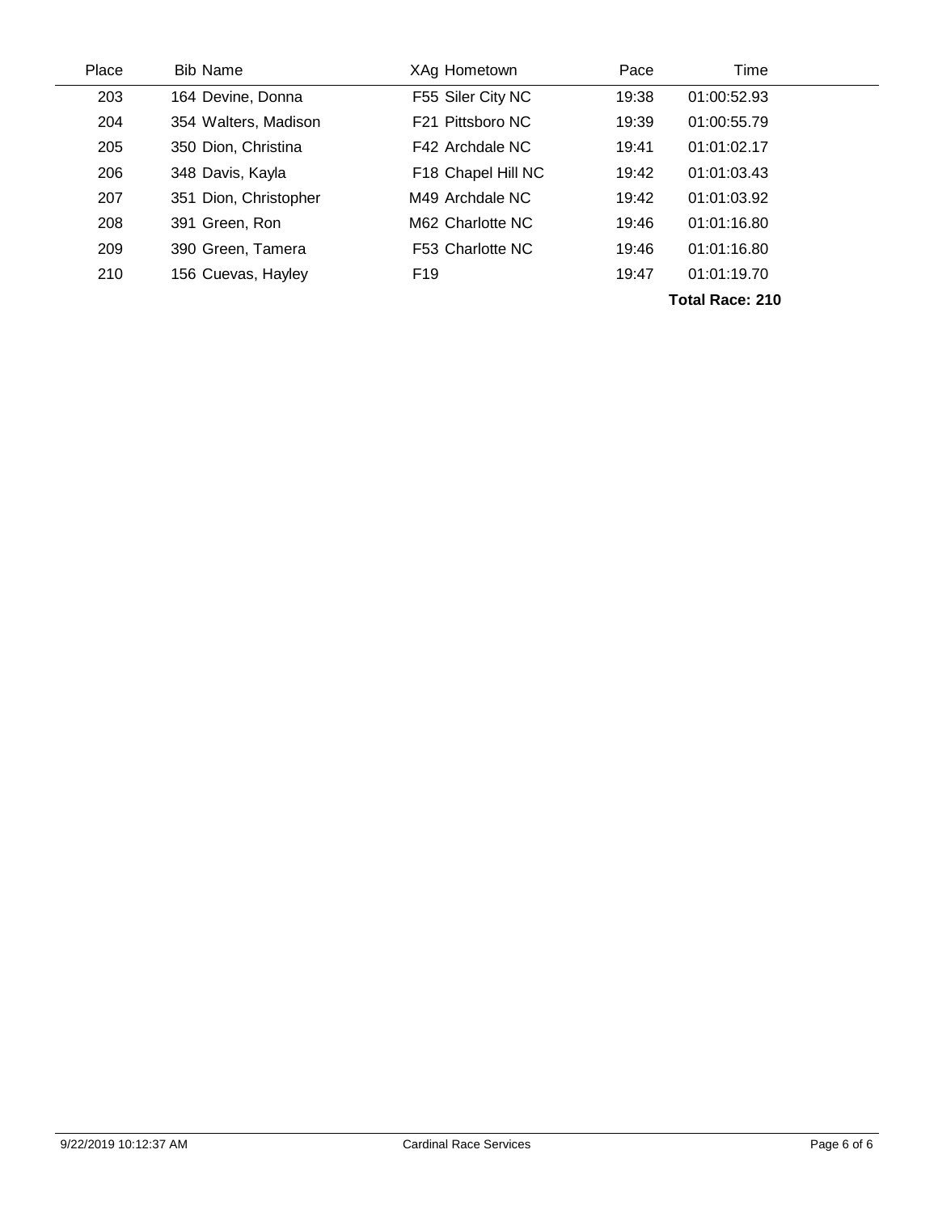| Place | Bib | Name | XAg | Hometown | Pace | Time |
|---|---|---|---|---|---|---|
| 203 | 164 | Devine, Donna | F55 | Siler City NC | 19:38 | 01:00:52.93 |
| 204 | 354 | Walters, Madison | F21 | Pittsboro NC | 19:39 | 01:00:55.79 |
| 205 | 350 | Dion, Christina | F42 | Archdale NC | 19:41 | 01:01:02.17 |
| 206 | 348 | Davis, Kayla | F18 | Chapel Hill NC | 19:42 | 01:01:03.43 |
| 207 | 351 | Dion, Christopher | M49 | Archdale NC | 19:42 | 01:01:03.92 |
| 208 | 391 | Green, Ron | M62 | Charlotte NC | 19:46 | 01:01:16.80 |
| 209 | 390 | Green, Tamera | F53 | Charlotte NC | 19:46 | 01:01:16.80 |
| 210 | 156 | Cuevas, Hayley | F19 | | 19:47 | 01:01:19.70 |

**Total Race: 210**

9/22/2019 10:12:37 AM Cardinal Race Services